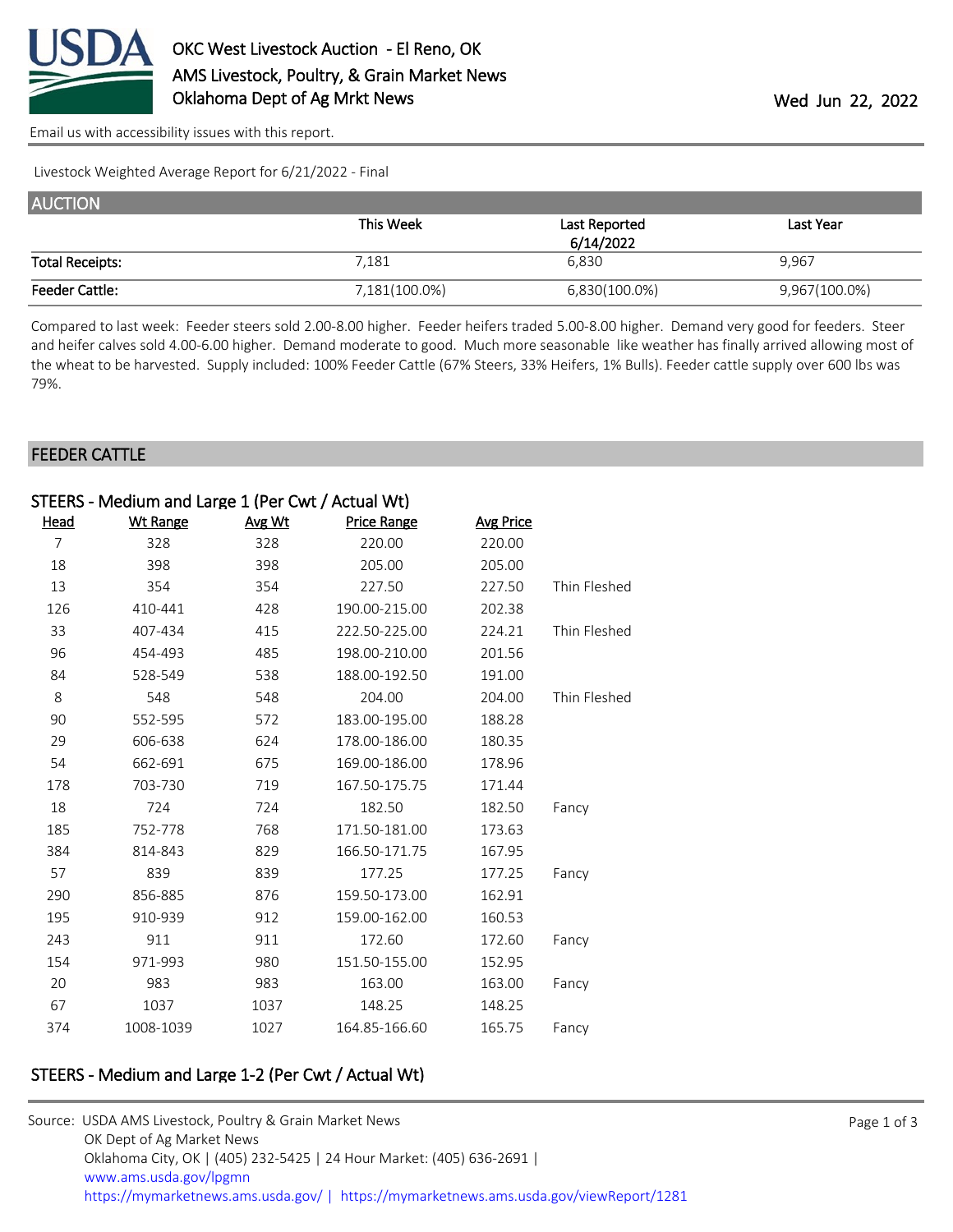# OKC West Livestock Auction - El Reno, OK

AMS Livestock, Poultry, & Grain Market News
Oklahoma Dept of Ag Mrkt News

Wed Jun 22, 2022

Email us with accessibility issues with this report.

Livestock Weighted Average Report for 6/21/2022 - Final

## AUCTION

| | This Week | Last Reported 6/14/2022 | Last Year |
|---|---|---|---|
| Total Receipts: | 7,181 | 6,830 | 9,967 |
| Feeder Cattle: | 7,181(100.0%) | 6,830(100.0%) | 9,967(100.0%) |

Compared to last week: Feeder steers sold 2.00-8.00 higher. Feeder heifers traded 5.00-8.00 higher. Demand very good for feeders. Steer and heifer calves sold 4.00-6.00 higher. Demand moderate to good. Much more seasonable like weather has finally arrived allowing most of the wheat to be harvested. Supply included: 100% Feeder Cattle (67% Steers, 33% Heifers, 1% Bulls). Feeder cattle supply over 600 lbs was 79%.

## FEEDER CATTLE

### STEERS - Medium and Large 1 (Per Cwt / Actual Wt)

| Head | Wt Range | Avg Wt | Price Range | Avg Price | |
|---|---|---|---|---|---|
| 7 | 328 | 328 | 220.00 | 220.00 | |
| 18 | 398 | 398 | 205.00 | 205.00 | |
| 13 | 354 | 354 | 227.50 | 227.50 | Thin Fleshed |
| 126 | 410-441 | 428 | 190.00-215.00 | 202.38 | |
| 33 | 407-434 | 415 | 222.50-225.00 | 224.21 | Thin Fleshed |
| 96 | 454-493 | 485 | 198.00-210.00 | 201.56 | |
| 84 | 528-549 | 538 | 188.00-192.50 | 191.00 | |
| 8 | 548 | 548 | 204.00 | 204.00 | Thin Fleshed |
| 90 | 552-595 | 572 | 183.00-195.00 | 188.28 | |
| 29 | 606-638 | 624 | 178.00-186.00 | 180.35 | |
| 54 | 662-691 | 675 | 169.00-186.00 | 178.96 | |
| 178 | 703-730 | 719 | 167.50-175.75 | 171.44 | |
| 18 | 724 | 724 | 182.50 | 182.50 | Fancy |
| 185 | 752-778 | 768 | 171.50-181.00 | 173.63 | |
| 384 | 814-843 | 829 | 166.50-171.75 | 167.95 | |
| 57 | 839 | 839 | 177.25 | 177.25 | Fancy |
| 290 | 856-885 | 876 | 159.50-173.00 | 162.91 | |
| 195 | 910-939 | 912 | 159.00-162.00 | 160.53 | |
| 243 | 911 | 911 | 172.60 | 172.60 | Fancy |
| 154 | 971-993 | 980 | 151.50-155.00 | 152.95 | |
| 20 | 983 | 983 | 163.00 | 163.00 | Fancy |
| 67 | 1037 | 1037 | 148.25 | 148.25 | |
| 374 | 1008-1039 | 1027 | 164.85-166.60 | 165.75 | Fancy |

### STEERS - Medium and Large 1-2 (Per Cwt / Actual Wt)

Source: USDA AMS Livestock, Poultry & Grain Market News
OK Dept of Ag Market News
Oklahoma City, OK | (405) 232-5425 | 24 Hour Market: (405) 636-2691 |
www.ams.usda.gov/lpgmn
https://mymarketnews.ams.usda.gov/ | https://mymarketnews.ams.usda.gov/viewReport/1281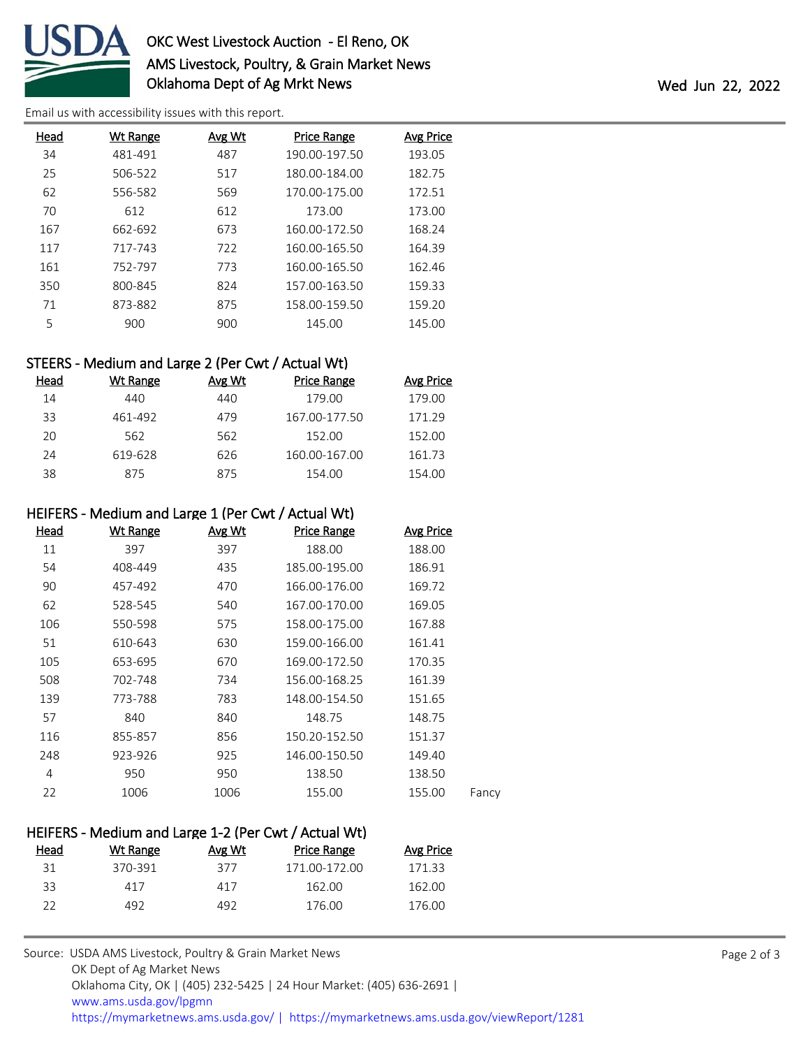| Head | Wt Range | Avg Wt | Price Range | Avg Price |
|---|---|---|---|---|
| 34 | 481-491 | 487 | 190.00-197.50 | 193.05 |
| 25 | 506-522 | 517 | 180.00-184.00 | 182.75 |
| 62 | 556-582 | 569 | 170.00-175.00 | 172.51 |
| 70 | 612 | 612 | 173.00 | 173.00 |
| 167 | 662-692 | 673 | 160.00-172.50 | 168.24 |
| 117 | 717-743 | 722 | 160.00-165.50 | 164.39 |
| 161 | 752-797 | 773 | 160.00-165.50 | 162.46 |
| 350 | 800-845 | 824 | 157.00-163.50 | 159.33 |
| 71 | 873-882 | 875 | 158.00-159.50 | 159.20 |
| 5 | 900 | 900 | 145.00 | 145.00 |

## STEERS - Medium and Large 2 (Per Cwt / Actual Wt)

| Head | Wt Range | Avg Wt | Price Range | Avg Price |
|---|---|---|---|---|
| 14 | 440 | 440 | 179.00 | 179.00 |
| 33 | 461-492 | 479 | 167.00-177.50 | 171.29 |
| 20 | 562 | 562 | 152.00 | 152.00 |
| 24 | 619-628 | 626 | 160.00-167.00 | 161.73 |
| 38 | 875 | 875 | 154.00 | 154.00 |

## HEIFERS - Medium and Large 1 (Per Cwt / Actual Wt)

| Head | Wt Range | Avg Wt | Price Range | Avg Price | |
|---|---|---|---|---|---|
| 11 | 397 | 397 | 188.00 | 188.00 | |
| 54 | 408-449 | 435 | 185.00-195.00 | 186.91 | |
| 90 | 457-492 | 470 | 166.00-176.00 | 169.72 | |
| 62 | 528-545 | 540 | 167.00-170.00 | 169.05 | |
| 106 | 550-598 | 575 | 158.00-175.00 | 167.88 | |
| 51 | 610-643 | 630 | 159.00-166.00 | 161.41 | |
| 105 | 653-695 | 670 | 169.00-172.50 | 170.35 | |
| 508 | 702-748 | 734 | 156.00-168.25 | 161.39 | |
| 139 | 773-788 | 783 | 148.00-154.50 | 151.65 | |
| 57 | 840 | 840 | 148.75 | 148.75 | |
| 116 | 855-857 | 856 | 150.20-152.50 | 151.37 | |
| 248 | 923-926 | 925 | 146.00-150.50 | 149.40 | |
| 4 | 950 | 950 | 138.50 | 138.50 | |
| 22 | 1006 | 1006 | 155.00 | 155.00 | Fancy |

## HEIFERS - Medium and Large 1-2 (Per Cwt / Actual Wt)

| Head | Wt Range | Avg Wt | Price Range | Avg Price |
|---|---|---|---|---|
| 31 | 370-391 | 377 | 171.00-172.00 | 171.33 |
| 33 | 417 | 417 | 162.00 | 162.00 |
| 22 | 492 | 492 | 176.00 | 176.00 |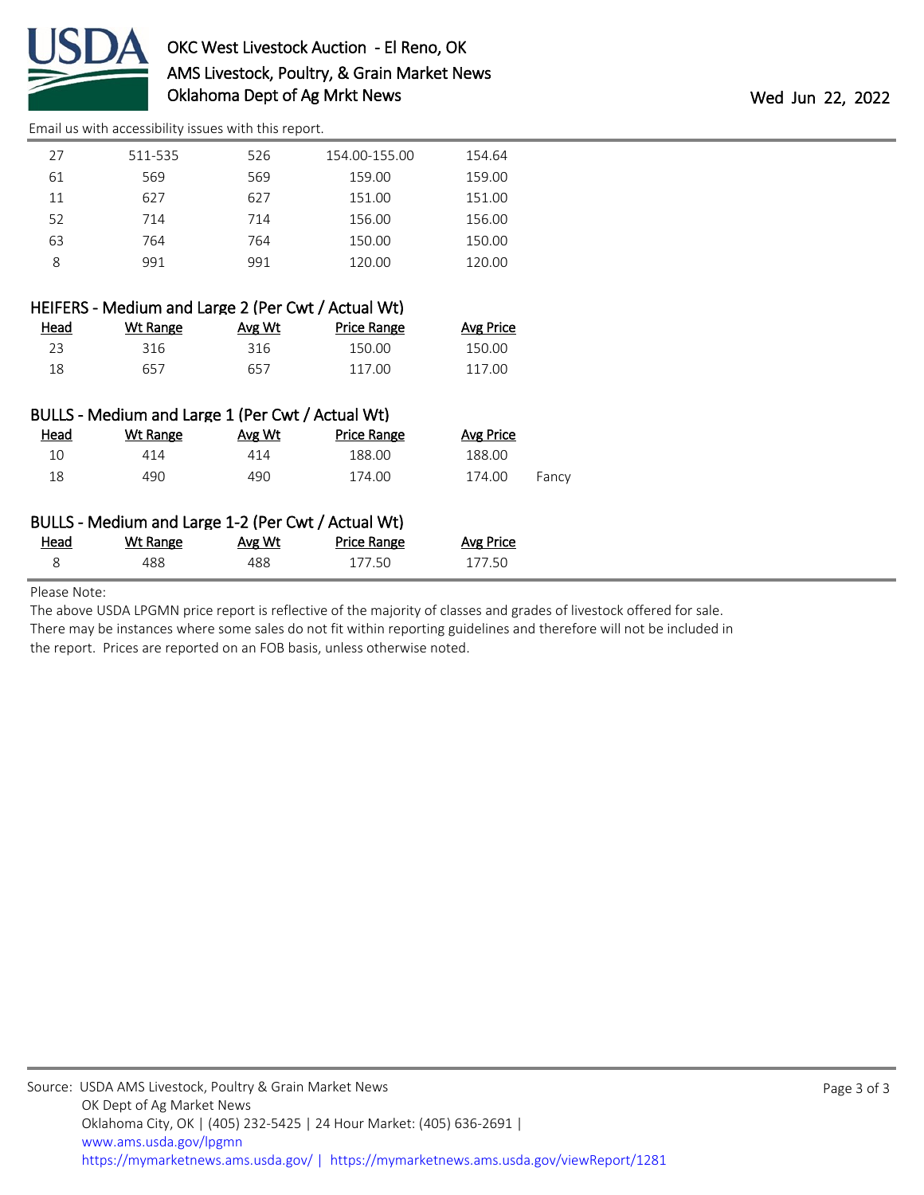Email us with accessibility issues with this report.

| | | | | | |
|---|---|---|---|---|---|
| 27 | 511-535 | 526 | 154.00-155.00 | 154.64 | |
| 61 | 569 | 569 | 159.00 | 159.00 | |
| 11 | 627 | 627 | 151.00 | 151.00 | |
| 52 | 714 | 714 | 156.00 | 156.00 | |
| 63 | 764 | 764 | 150.00 | 150.00 | |
| 8 | 991 | 991 | 120.00 | 120.00 | |

### HEIFERS - Medium and Large 2 (Per Cwt / Actual Wt)

| Head | Wt Range | Avg Wt | Price Range | Avg Price |
|---|---|---|---|---|
| 23 | 316 | 316 | 150.00 | 150.00 |
| 18 | 657 | 657 | 117.00 | 117.00 |

### BULLS - Medium and Large 1 (Per Cwt / Actual Wt)

| Head | Wt Range | Avg Wt | Price Range | Avg Price | |
|---|---|---|---|---|---|
| 10 | 414 | 414 | 188.00 | 188.00 | |
| 18 | 490 | 490 | 174.00 | 174.00 | Fancy |

### BULLS - Medium and Large 1-2 (Per Cwt / Actual Wt)

| Head | Wt Range | Avg Wt | Price Range | Avg Price |
|---|---|---|---|---|
| 8 | 488 | 488 | 177.50 | 177.50 |

Please Note:

The above USDA LPGMN price report is reflective of the majority of classes and grades of livestock offered for sale. There may be instances where some sales do not fit within reporting guidelines and therefore will not be included in the report. Prices are reported on an FOB basis, unless otherwise noted.

Source: USDA AMS Livestock, Poultry & Grain Market News
OK Dept of Ag Market News
Oklahoma City, OK | (405) 232-5425 | 24 Hour Market: (405) 636-2691 |
www.ams.usda.gov/lpgmn
https://mymarketnews.ams.usda.gov/ | https://mymarketnews.ams.usda.gov/viewReport/1281